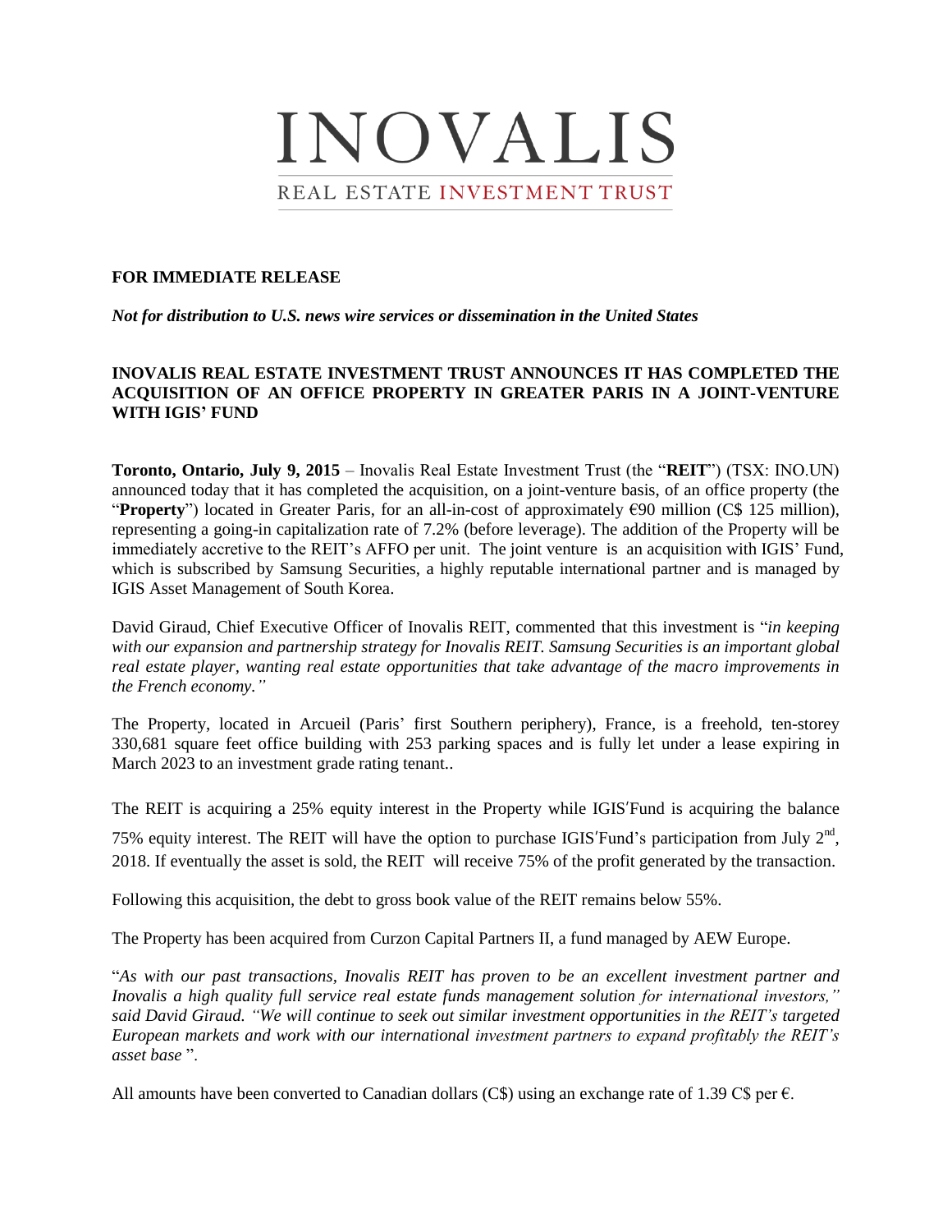# INOVALIS

REAL ESTATE INVESTMENT TRUST

**FOR IMMEDIATE RELEASE**

***Not for distribution to U.S. news wire services or dissemination in the United States***

**INOVALIS REAL ESTATE INVESTMENT TRUST ANNOUNCES IT HAS COMPLETED THE ACQUISITION OF AN OFFICE PROPERTY IN GREATER PARIS IN A JOINT-VENTURE WITH IGIS' FUND**

**Toronto, Ontario, July 9, 2015** – Inovalis Real Estate Investment Trust (the "**REIT**") (TSX: INO.UN) announced today that it has completed the acquisition, on a joint-venture basis, of an office property (the "**Property**") located in Greater Paris, for an all-in-cost of approximately €90 million (C$ 125 million), representing a going-in capitalization rate of 7.2% (before leverage). The addition of the Property will be immediately accretive to the REIT's AFFO per unit. The joint venture is an acquisition with IGIS' Fund, which is subscribed by Samsung Securities, a highly reputable international partner and is managed by IGIS Asset Management of South Korea.

David Giraud, Chief Executive Officer of Inovalis REIT, commented that this investment is "*in keeping with our expansion and partnership strategy for Inovalis REIT. Samsung Securities is an important global real estate player, wanting real estate opportunities that take advantage of the macro improvements in the French economy."*

The Property, located in Arcueil (Paris' first Southern periphery), France, is a freehold, ten-storey 330,681 square feet office building with 253 parking spaces and is fully let under a lease expiring in March 2023 to an investment grade rating tenant..

The REIT is acquiring a 25% equity interest in the Property while IGIS′Fund is acquiring the balance 75% equity interest. The REIT will have the option to purchase IGIS′Fund's participation from July 2nd, 2018. If eventually the asset is sold, the REIT will receive 75% of the profit generated by the transaction.

Following this acquisition, the debt to gross book value of the REIT remains below 55%.

The Property has been acquired from Curzon Capital Partners II, a fund managed by AEW Europe.

"*As with our past transactions, Inovalis REIT has proven to be an excellent investment partner and Inovalis a high quality full service real estate funds management solution for international investors," said David Giraud. "We will continue to seek out similar investment opportunities in the REIT's targeted European markets and work with our international investment partners to expand profitably the REIT's asset base* ".

All amounts have been converted to Canadian dollars (C$) using an exchange rate of 1.39 C$ per €.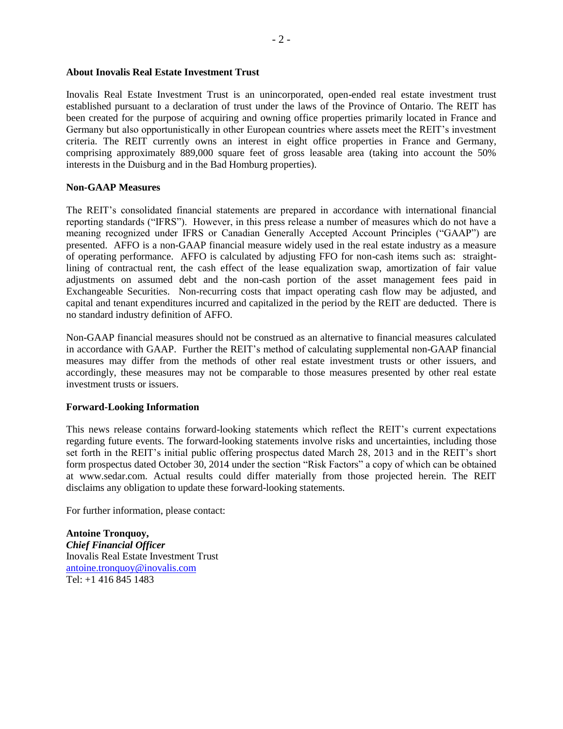**About Inovalis Real Estate Investment Trust**

Inovalis Real Estate Investment Trust is an unincorporated, open-ended real estate investment trust established pursuant to a declaration of trust under the laws of the Province of Ontario. The REIT has been created for the purpose of acquiring and owning office properties primarily located in France and Germany but also opportunistically in other European countries where assets meet the REIT's investment criteria. The REIT currently owns an interest in eight office properties in France and Germany, comprising approximately 889,000 square feet of gross leasable area (taking into account the 50% interests in the Duisburg and in the Bad Homburg properties).

**Non-GAAP Measures**

The REIT's consolidated financial statements are prepared in accordance with international financial reporting standards ("IFRS"). However, in this press release a number of measures which do not have a meaning recognized under IFRS or Canadian Generally Accepted Account Principles ("GAAP") are presented. AFFO is a non-GAAP financial measure widely used in the real estate industry as a measure of operating performance. AFFO is calculated by adjusting FFO for non-cash items such as: straight-lining of contractual rent, the cash effect of the lease equalization swap, amortization of fair value adjustments on assumed debt and the non-cash portion of the asset management fees paid in Exchangeable Securities. Non-recurring costs that impact operating cash flow may be adjusted, and capital and tenant expenditures incurred and capitalized in the period by the REIT are deducted. There is no standard industry definition of AFFO.

Non-GAAP financial measures should not be construed as an alternative to financial measures calculated in accordance with GAAP. Further the REIT's method of calculating supplemental non-GAAP financial measures may differ from the methods of other real estate investment trusts or other issuers, and accordingly, these measures may not be comparable to those measures presented by other real estate investment trusts or issuers.

**Forward-Looking Information**

This news release contains forward-looking statements which reflect the REIT's current expectations regarding future events. The forward-looking statements involve risks and uncertainties, including those set forth in the REIT's initial public offering prospectus dated March 28, 2013 and in the REIT's short form prospectus dated October 30, 2014 under the section "Risk Factors" a copy of which can be obtained at www.sedar.com. Actual results could differ materially from those projected herein. The REIT disclaims any obligation to update these forward-looking statements.

For further information, please contact:

**Antoine Tronquoy,**
***Chief Financial Officer***
Inovalis Real Estate Investment Trust
antoine.tronquoy@inovalis.com
Tel: +1 416 845 1483